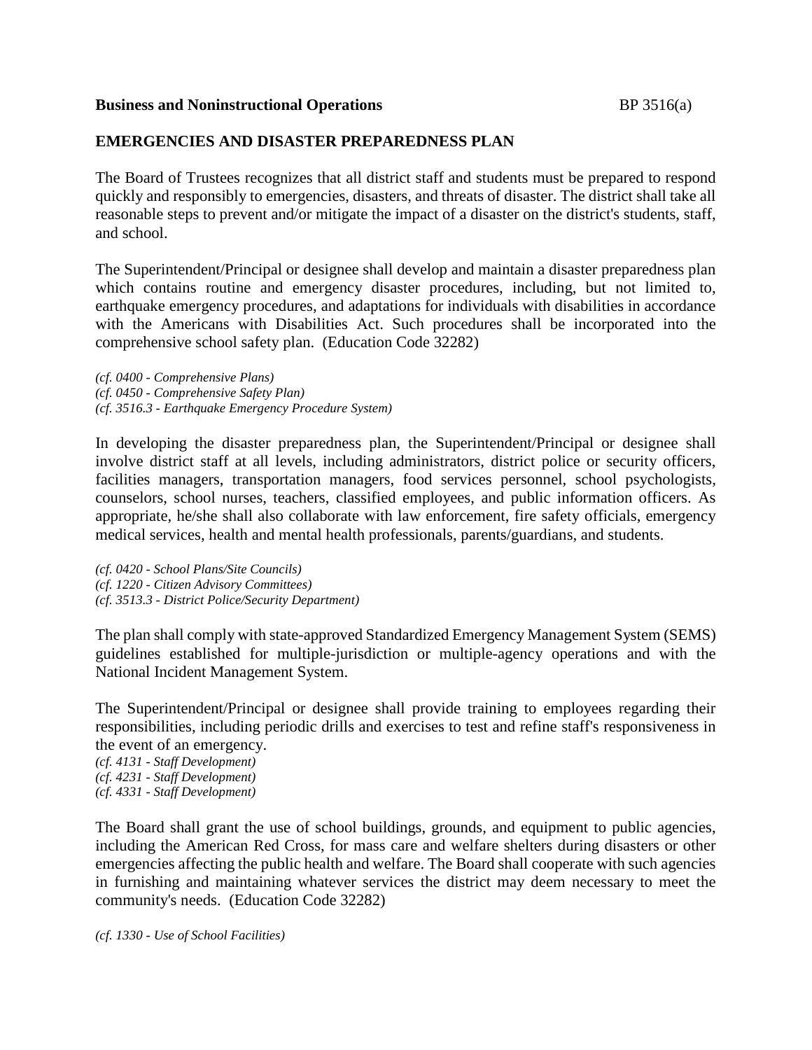**Business and Noninstructional Operations** BP 3516(a)

## EMERGENCIES AND DISASTER PREPAREDNESS PLAN

The Board of Trustees recognizes that all district staff and students must be prepared to respond quickly and responsibly to emergencies, disasters, and threats of disaster. The district shall take all reasonable steps to prevent and/or mitigate the impact of a disaster on the district's students, staff, and school.

The Superintendent/Principal or designee shall develop and maintain a disaster preparedness plan which contains routine and emergency disaster procedures, including, but not limited to, earthquake emergency procedures, and adaptations for individuals with disabilities in accordance with the Americans with Disabilities Act. Such procedures shall be incorporated into the comprehensive school safety plan. (Education Code 32282)

*(cf. 0400 - Comprehensive Plans)*
*(cf. 0450 - Comprehensive Safety Plan)*
*(cf. 3516.3 - Earthquake Emergency Procedure System)*

In developing the disaster preparedness plan, the Superintendent/Principal or designee shall involve district staff at all levels, including administrators, district police or security officers, facilities managers, transportation managers, food services personnel, school psychologists, counselors, school nurses, teachers, classified employees, and public information officers. As appropriate, he/she shall also collaborate with law enforcement, fire safety officials, emergency medical services, health and mental health professionals, parents/guardians, and students.

*(cf. 0420 - School Plans/Site Councils)*
*(cf. 1220 - Citizen Advisory Committees)*
*(cf. 3513.3 - District Police/Security Department)*

The plan shall comply with state-approved Standardized Emergency Management System (SEMS) guidelines established for multiple-jurisdiction or multiple-agency operations and with the National Incident Management System.

The Superintendent/Principal or designee shall provide training to employees regarding their responsibilities, including periodic drills and exercises to test and refine staff's responsiveness in the event of an emergency.
*(cf. 4131 - Staff Development)*
*(cf. 4231 - Staff Development)*
*(cf. 4331 - Staff Development)*

The Board shall grant the use of school buildings, grounds, and equipment to public agencies, including the American Red Cross, for mass care and welfare shelters during disasters or other emergencies affecting the public health and welfare. The Board shall cooperate with such agencies in furnishing and maintaining whatever services the district may deem necessary to meet the community's needs. (Education Code 32282)

*(cf. 1330 - Use of School Facilities)*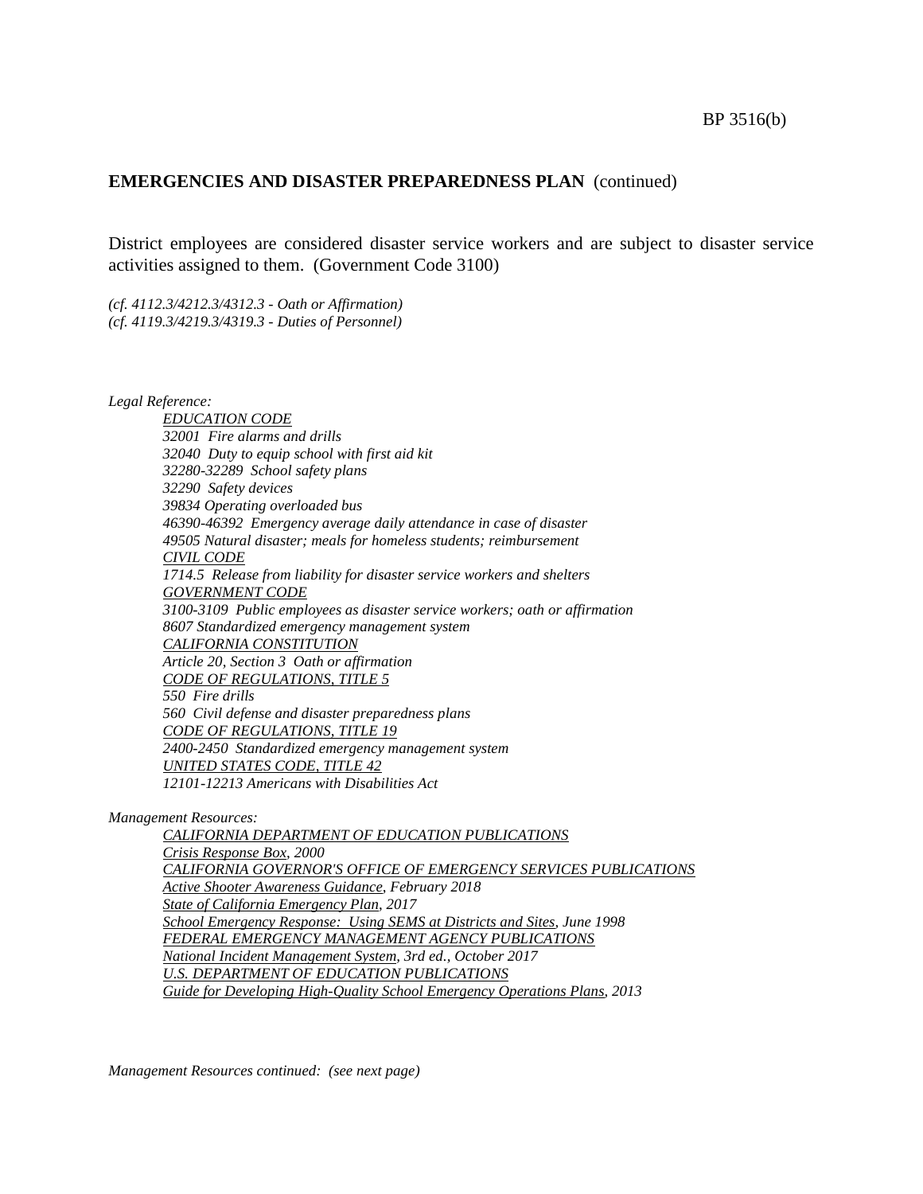**EMERGENCIES AND DISASTER PREPAREDNESS PLAN** (continued)

District employees are considered disaster service workers and are subject to disaster service activities assigned to them. (Government Code 3100)

*(cf. 4112.3/4212.3/4312.3 - Oath or Affirmation)*
*(cf. 4119.3/4219.3/4319.3 - Duties of Personnel)*

*Legal Reference:*

*EDUCATION CODE*
*32001 Fire alarms and drills*
*32040 Duty to equip school with first aid kit*
*32280-32289 School safety plans*
*32290 Safety devices*
*39834 Operating overloaded bus*
*46390-46392 Emergency average daily attendance in case of disaster*
*49505 Natural disaster; meals for homeless students; reimbursement*
*CIVIL CODE*
*1714.5 Release from liability for disaster service workers and shelters*
*GOVERNMENT CODE*
*3100-3109 Public employees as disaster service workers; oath or affirmation*
*8607 Standardized emergency management system*
*CALIFORNIA CONSTITUTION*
*Article 20, Section 3 Oath or affirmation*
*CODE OF REGULATIONS, TITLE 5*
*550 Fire drills*
*560 Civil defense and disaster preparedness plans*
*CODE OF REGULATIONS, TITLE 19*
*2400-2450 Standardized emergency management system*
*UNITED STATES CODE, TITLE 42*
*12101-12213 Americans with Disabilities Act*

*Management Resources:*

*CALIFORNIA DEPARTMENT OF EDUCATION PUBLICATIONS*
*Crisis Response Box, 2000*
*CALIFORNIA GOVERNOR'S OFFICE OF EMERGENCY SERVICES PUBLICATIONS*
*Active Shooter Awareness Guidance, February 2018*
*State of California Emergency Plan, 2017*
*School Emergency Response: Using SEMS at Districts and Sites, June 1998*
*FEDERAL EMERGENCY MANAGEMENT AGENCY PUBLICATIONS*
*National Incident Management System, 3rd ed., October 2017*
*U.S. DEPARTMENT OF EDUCATION PUBLICATIONS*
*Guide for Developing High-Quality School Emergency Operations Plans, 2013*

*Management Resources continued: (see next page)*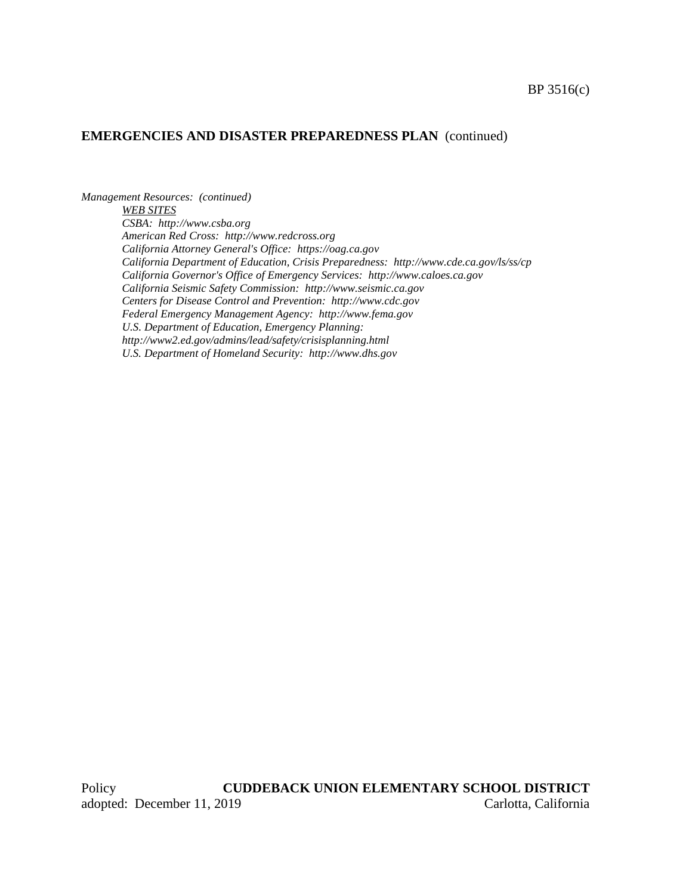*Management Resources: (continued)*

*WEB SITES*

*CSBA: http://www.csba.org*

*American Red Cross: http://www.redcross.org*

*California Attorney General's Office: https://oag.ca.gov*

*California Department of Education, Crisis Preparedness: http://www.cde.ca.gov/ls/ss/cp*

*California Governor's Office of Emergency Services: http://www.caloes.ca.gov*

*California Seismic Safety Commission: http://www.seismic.ca.gov*

*Centers for Disease Control and Prevention: http://www.cdc.gov*

*Federal Emergency Management Agency: http://www.fema.gov*

*U.S. Department of Education, Emergency Planning: http://www2.ed.gov/admins/lead/safety/crisisplanning.html*

*U.S. Department of Homeland Security: http://www.dhs.gov*

Policy adopted: December 11, 2019

**CUDDEBACK UNION ELEMENTARY SCHOOL DISTRICT**
Carlotta, California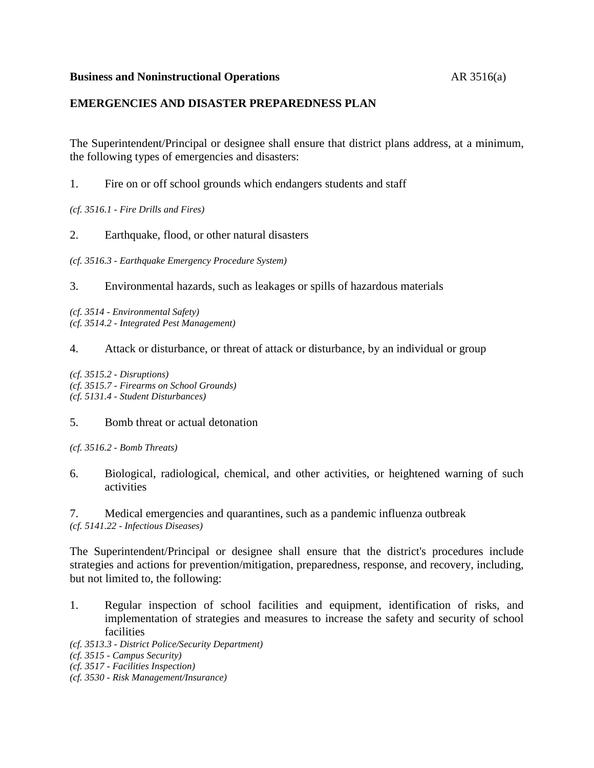**Business and Noninstructional Operations** AR 3516(a)

**EMERGENCIES AND DISASTER PREPAREDNESS PLAN**

The Superintendent/Principal or designee shall ensure that district plans address, at a minimum, the following types of emergencies and disasters:

1. Fire on or off school grounds which endangers students and staff

*(cf. 3516.1 - Fire Drills and Fires)*

2. Earthquake, flood, or other natural disasters

*(cf. 3516.3 - Earthquake Emergency Procedure System)*

3. Environmental hazards, such as leakages or spills of hazardous materials

*(cf. 3514 - Environmental Safety)*
*(cf. 3514.2 - Integrated Pest Management)*

4. Attack or disturbance, or threat of attack or disturbance, by an individual or group

*(cf. 3515.2 - Disruptions)*
*(cf. 3515.7 - Firearms on School Grounds)*
*(cf. 5131.4 - Student Disturbances)*

5. Bomb threat or actual detonation

*(cf. 3516.2 - Bomb Threats)*

6. Biological, radiological, chemical, and other activities, or heightened warning of such activities

7. Medical emergencies and quarantines, such as a pandemic influenza outbreak

*(cf. 5141.22 - Infectious Diseases)*

The Superintendent/Principal or designee shall ensure that the district's procedures include strategies and actions for prevention/mitigation, preparedness, response, and recovery, including, but not limited to, the following:

1. Regular inspection of school facilities and equipment, identification of risks, and implementation of strategies and measures to increase the safety and security of school facilities

*(cf. 3513.3 - District Police/Security Department)*
*(cf. 3515 - Campus Security)*
*(cf. 3517 - Facilities Inspection)*
*(cf. 3530 - Risk Management/Insurance)*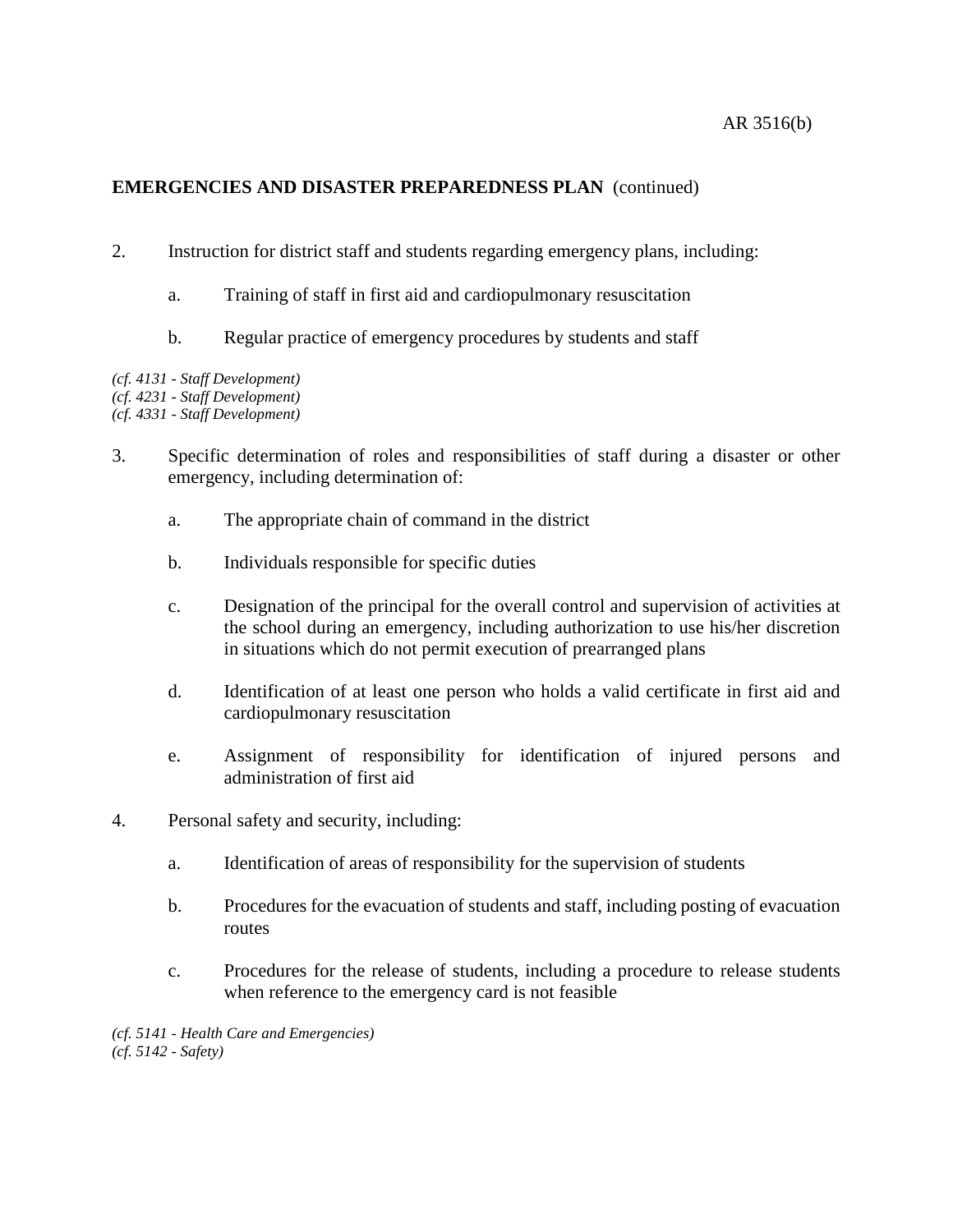**EMERGENCIES AND DISASTER PREPAREDNESS PLAN** (continued)

2. Instruction for district staff and students regarding emergency plans, including:

   a. Training of staff in first aid and cardiopulmonary resuscitation

   b. Regular practice of emergency procedures by students and staff

*(cf. 4131 - Staff Development)*
*(cf. 4231 - Staff Development)*
*(cf. 4331 - Staff Development)*

3. Specific determination of roles and responsibilities of staff during a disaster or other emergency, including determination of:

   a. The appropriate chain of command in the district

   b. Individuals responsible for specific duties

   c. Designation of the principal for the overall control and supervision of activities at the school during an emergency, including authorization to use his/her discretion in situations which do not permit execution of prearranged plans

   d. Identification of at least one person who holds a valid certificate in first aid and cardiopulmonary resuscitation

   e. Assignment of responsibility for identification of injured persons and administration of first aid

4. Personal safety and security, including:

   a. Identification of areas of responsibility for the supervision of students

   b. Procedures for the evacuation of students and staff, including posting of evacuation routes

   c. Procedures for the release of students, including a procedure to release students when reference to the emergency card is not feasible

*(cf. 5141 - Health Care and Emergencies)*
*(cf. 5142 - Safety)*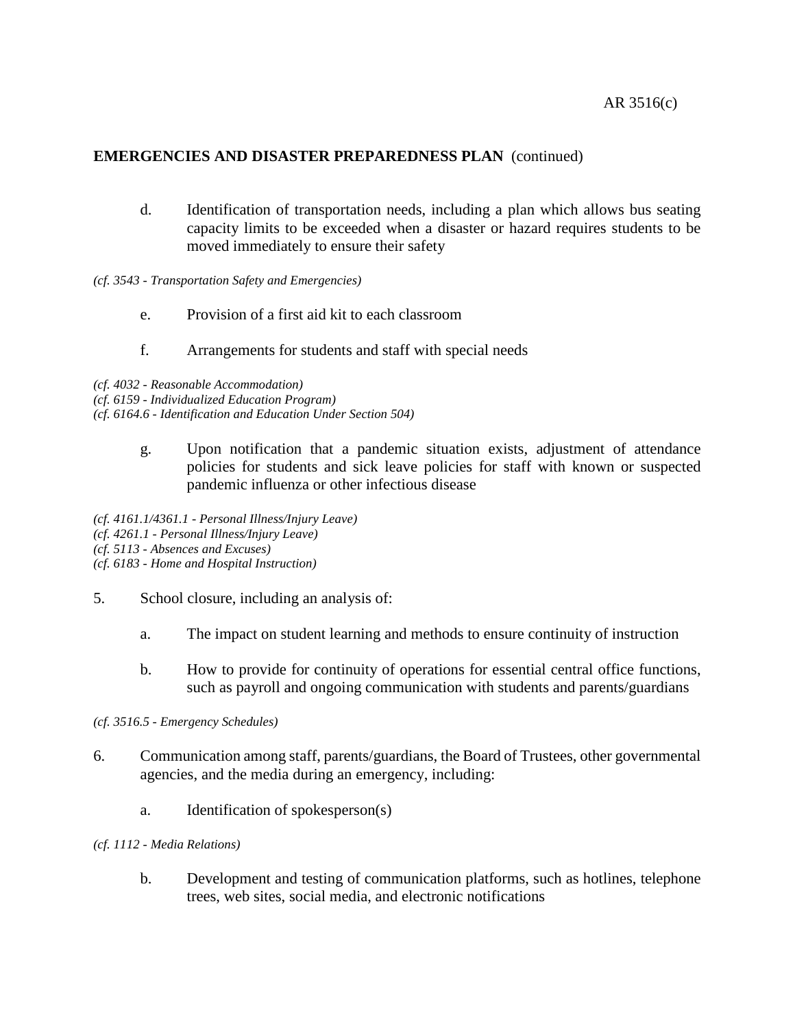**EMERGENCIES AND DISASTER PREPAREDNESS PLAN** (continued)

d. Identification of transportation needs, including a plan which allows bus seating capacity limits to be exceeded when a disaster or hazard requires students to be moved immediately to ensure their safety

*(cf. 3543 - Transportation Safety and Emergencies)*

e. Provision of a first aid kit to each classroom

f. Arrangements for students and staff with special needs

*(cf. 4032 - Reasonable Accommodation)*
*(cf. 6159 - Individualized Education Program)*
*(cf. 6164.6 - Identification and Education Under Section 504)*

g. Upon notification that a pandemic situation exists, adjustment of attendance policies for students and sick leave policies for staff with known or suspected pandemic influenza or other infectious disease

*(cf. 4161.1/4361.1 - Personal Illness/Injury Leave)*
*(cf. 4261.1 - Personal Illness/Injury Leave)*
*(cf. 5113 - Absences and Excuses)*
*(cf. 6183 - Home and Hospital Instruction)*

5. School closure, including an analysis of:

   a. The impact on student learning and methods to ensure continuity of instruction

   b. How to provide for continuity of operations for essential central office functions, such as payroll and ongoing communication with students and parents/guardians

*(cf. 3516.5 - Emergency Schedules)*

6. Communication among staff, parents/guardians, the Board of Trustees, other governmental agencies, and the media during an emergency, including:

   a. Identification of spokesperson(s)

*(cf. 1112 - Media Relations)*

   b. Development and testing of communication platforms, such as hotlines, telephone trees, web sites, social media, and electronic notifications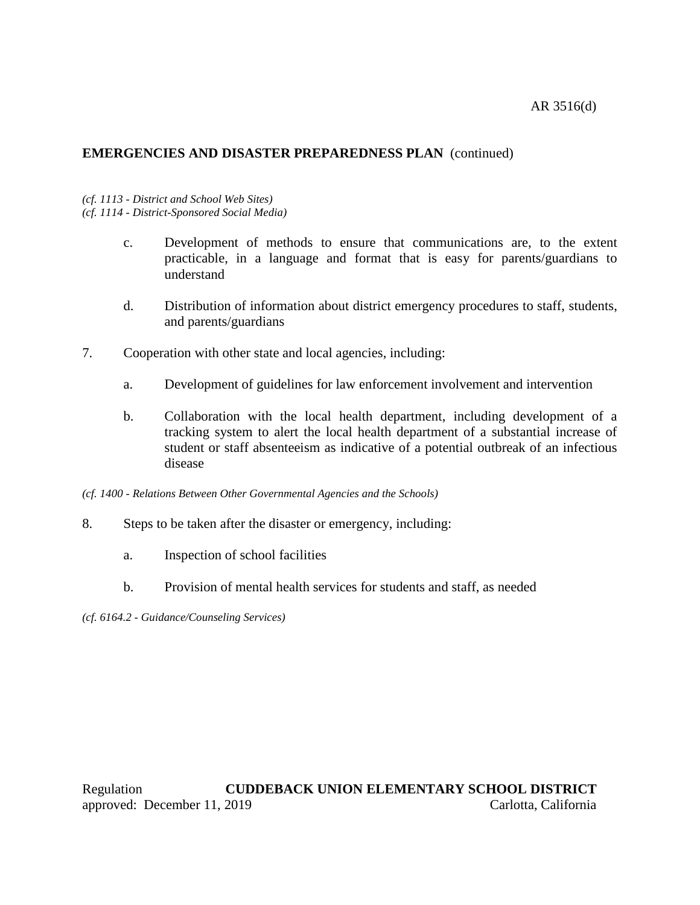**EMERGENCIES AND DISASTER PREPAREDNESS PLAN** (continued)

*(cf. 1113 - District and School Web Sites)*
*(cf. 1114 - District-Sponsored Social Media)*

   c. Development of methods to ensure that communications are, to the extent practicable, in a language and format that is easy for parents/guardians to understand

   d. Distribution of information about district emergency procedures to staff, students, and parents/guardians

7. Cooperation with other state and local agencies, including:

   a. Development of guidelines for law enforcement involvement and intervention

   b. Collaboration with the local health department, including development of a tracking system to alert the local health department of a substantial increase of student or staff absenteeism as indicative of a potential outbreak of an infectious disease

*(cf. 1400 - Relations Between Other Governmental Agencies and the Schools)*

8. Steps to be taken after the disaster or emergency, including:

   a. Inspection of school facilities

   b. Provision of mental health services for students and staff, as needed

*(cf. 6164.2 - Guidance/Counseling Services)*

Regulation **CUDDEBACK UNION ELEMENTARY SCHOOL DISTRICT**
approved: December 11, 2019 Carlotta, California